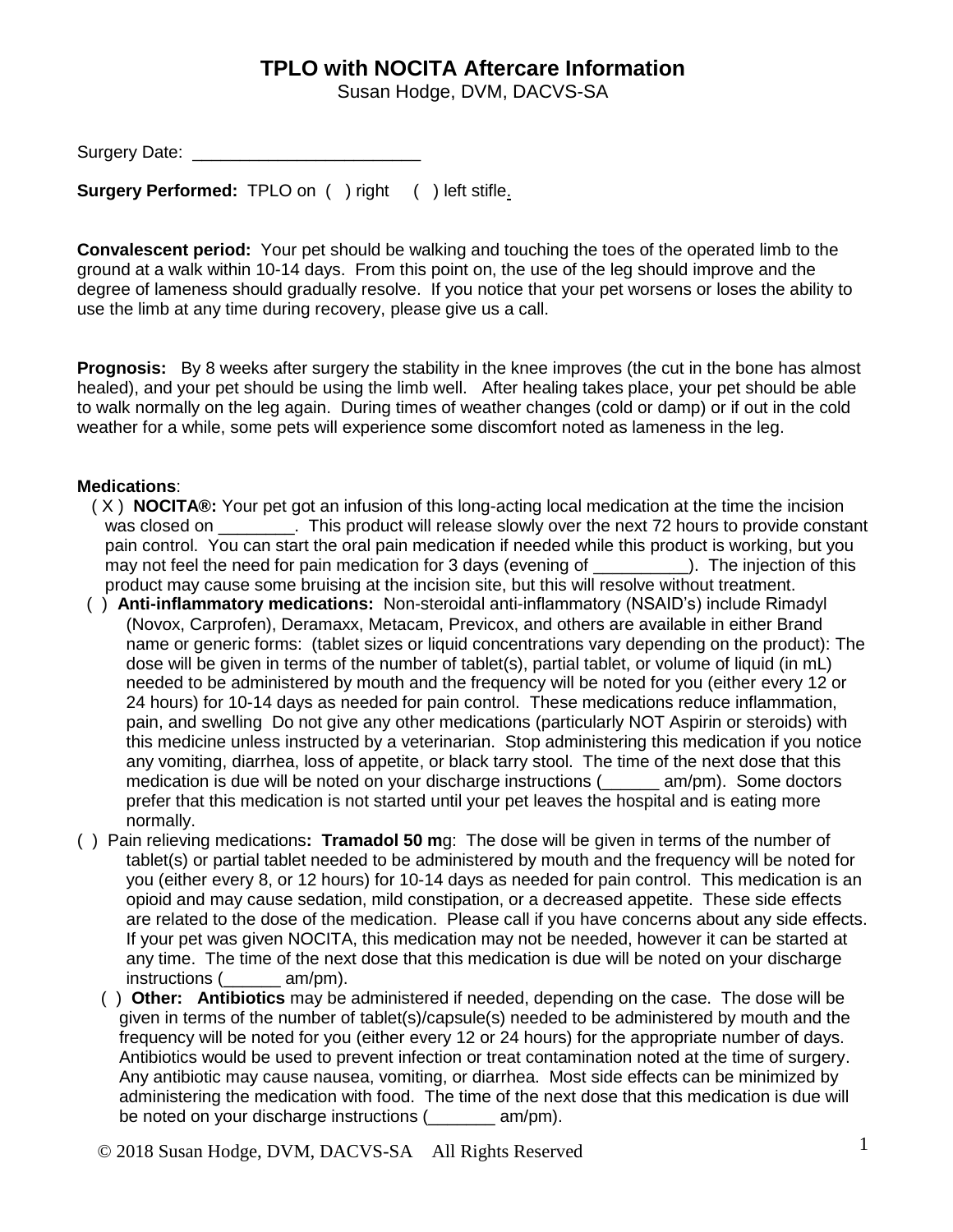# TPLO with NOCITA Aftercare Information

Susan Hodge, DVM, DACVS-SA

Surgery Date: ________________________

**Surgery Performed:** TPLO on ( ) right ( ) left stifle.

**Convalescent period:** Your pet should be walking and touching the toes of the operated limb to the ground at a walk within 10-14 days. From this point on, the use of the leg should improve and the degree of lameness should gradually resolve. If you notice that your pet worsens or loses the ability to use the limb at any time during recovery, please give us a call.

**Prognosis:** By 8 weeks after surgery the stability in the knee improves (the cut in the bone has almost healed), and your pet should be using the limb well. After healing takes place, your pet should be able to walk normally on the leg again. During times of weather changes (cold or damp) or if out in the cold weather for a while, some pets will experience some discomfort noted as lameness in the leg.

**Medications**:

( X ) **NOCITA®:** Your pet got an infusion of this long-acting local medication at the time the incision was closed on ________. This product will release slowly over the next 72 hours to provide constant pain control. You can start the oral pain medication if needed while this product is working, but you may not feel the need for pain medication for 3 days (evening of __________). The injection of this product may cause some bruising at the incision site, but this will resolve without treatment.

( ) **Anti-inflammatory medications:** Non-steroidal anti-inflammatory (NSAID's) include Rimadyl (Novox, Carprofen), Deramaxx, Metacam, Previcox, and others are available in either Brand name or generic forms: (tablet sizes or liquid concentrations vary depending on the product): The dose will be given in terms of the number of tablet(s), partial tablet, or volume of liquid (in mL) needed to be administered by mouth and the frequency will be noted for you (either every 12 or 24 hours) for 10-14 days as needed for pain control. These medications reduce inflammation, pain, and swelling Do not give any other medications (particularly NOT Aspirin or steroids) with this medicine unless instructed by a veterinarian. Stop administering this medication if you notice any vomiting, diarrhea, loss of appetite, or black tarry stool. The time of the next dose that this medication is due will be noted on your discharge instructions (______ am/pm). Some doctors prefer that this medication is not started until your pet leaves the hospital and is eating more normally.

( ) Pain relieving medications**: Tramadol 50 m**g: The dose will be given in terms of the number of tablet(s) or partial tablet needed to be administered by mouth and the frequency will be noted for you (either every 8, or 12 hours) for 10-14 days as needed for pain control. This medication is an opioid and may cause sedation, mild constipation, or a decreased appetite. These side effects are related to the dose of the medication. Please call if you have concerns about any side effects. If your pet was given NOCITA, this medication may not be needed, however it can be started at any time. The time of the next dose that this medication is due will be noted on your discharge instructions (______ am/pm).

( ) **Other: Antibiotics** may be administered if needed, depending on the case. The dose will be given in terms of the number of tablet(s)/capsule(s) needed to be administered by mouth and the frequency will be noted for you (either every 12 or 24 hours) for the appropriate number of days. Antibiotics would be used to prevent infection or treat contamination noted at the time of surgery. Any antibiotic may cause nausea, vomiting, or diarrhea. Most side effects can be minimized by administering the medication with food. The time of the next dose that this medication is due will be noted on your discharge instructions (_______ am/pm).

© 2018 Susan Hodge, DVM, DACVS-SA All Rights Reserved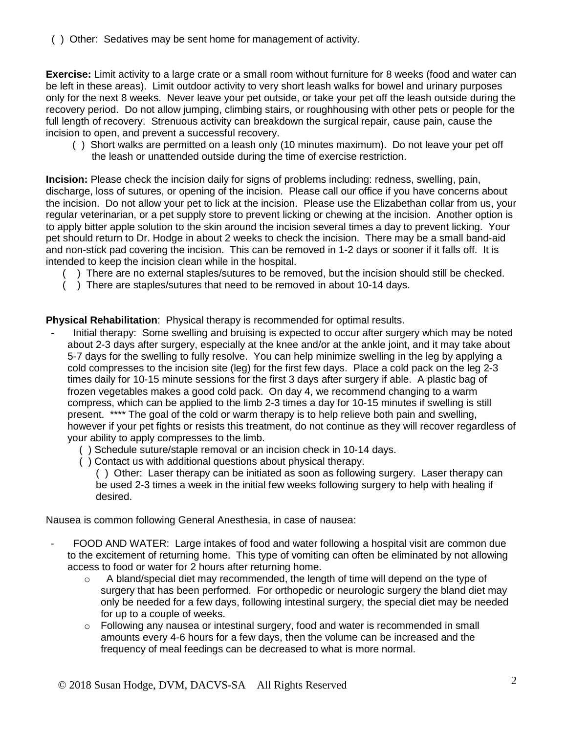( ) Other: Sedatives may be sent home for management of activity.

**Exercise:** Limit activity to a large crate or a small room without furniture for 8 weeks (food and water can be left in these areas). Limit outdoor activity to very short leash walks for bowel and urinary purposes only for the next 8 weeks. Never leave your pet outside, or take your pet off the leash outside during the recovery period. Do not allow jumping, climbing stairs, or roughhousing with other pets or people for the full length of recovery. Strenuous activity can breakdown the surgical repair, cause pain, cause the incision to open, and prevent a successful recovery.

- ( ) Short walks are permitted on a leash only (10 minutes maximum). Do not leave your pet off the leash or unattended outside during the time of exercise restriction.

**Incision:** Please check the incision daily for signs of problems including: redness, swelling, pain, discharge, loss of sutures, or opening of the incision. Please call our office if you have concerns about the incision. Do not allow your pet to lick at the incision. Please use the Elizabethan collar from us, your regular veterinarian, or a pet supply store to prevent licking or chewing at the incision. Another option is to apply bitter apple solution to the skin around the incision several times a day to prevent licking. Your pet should return to Dr. Hodge in about 2 weeks to check the incision. There may be a small band-aid and non-stick pad covering the incision. This can be removed in 1-2 days or sooner if it falls off. It is intended to keep the incision clean while in the hospital.

- ( ) There are no external staples/sutures to be removed, but the incision should still be checked.
- ( ) There are staples/sutures that need to be removed in about 10-14 days.

**Physical Rehabilitation**: Physical therapy is recommended for optimal results.

- Initial therapy: Some swelling and bruising is expected to occur after surgery which may be noted about 2-3 days after surgery, especially at the knee and/or at the ankle joint, and it may take about 5-7 days for the swelling to fully resolve. You can help minimize swelling in the leg by applying a cold compresses to the incision site (leg) for the first few days. Place a cold pack on the leg 2-3 times daily for 10-15 minute sessions for the first 3 days after surgery if able. A plastic bag of frozen vegetables makes a good cold pack. On day 4, we recommend changing to a warm compress, which can be applied to the limb 2-3 times a day for 10-15 minutes if swelling is still present. **** The goal of the cold or warm therapy is to help relieve both pain and swelling, however if your pet fights or resists this treatment, do not continue as they will recover regardless of your ability to apply compresses to the limb.
  - ( ) Schedule suture/staple removal or an incision check in 10-14 days.
  - ( ) Contact us with additional questions about physical therapy.
  - ( ) Other: Laser therapy can be initiated as soon as following surgery. Laser therapy can be used 2-3 times a week in the initial few weeks following surgery to help with healing if desired.

Nausea is common following General Anesthesia, in case of nausea:

- FOOD AND WATER: Large intakes of food and water following a hospital visit are common due to the excitement of returning home. This type of vomiting can often be eliminated by not allowing access to food or water for 2 hours after returning home.
  - A bland/special diet may recommended, the length of time will depend on the type of surgery that has been performed. For orthopedic or neurologic surgery the bland diet may only be needed for a few days, following intestinal surgery, the special diet may be needed for up to a couple of weeks.
  - Following any nausea or intestinal surgery, food and water is recommended in small amounts every 4-6 hours for a few days, then the volume can be increased and the frequency of meal feedings can be decreased to what is more normal.

© 2018 Susan Hodge, DVM, DACVS-SA All Rights Reserved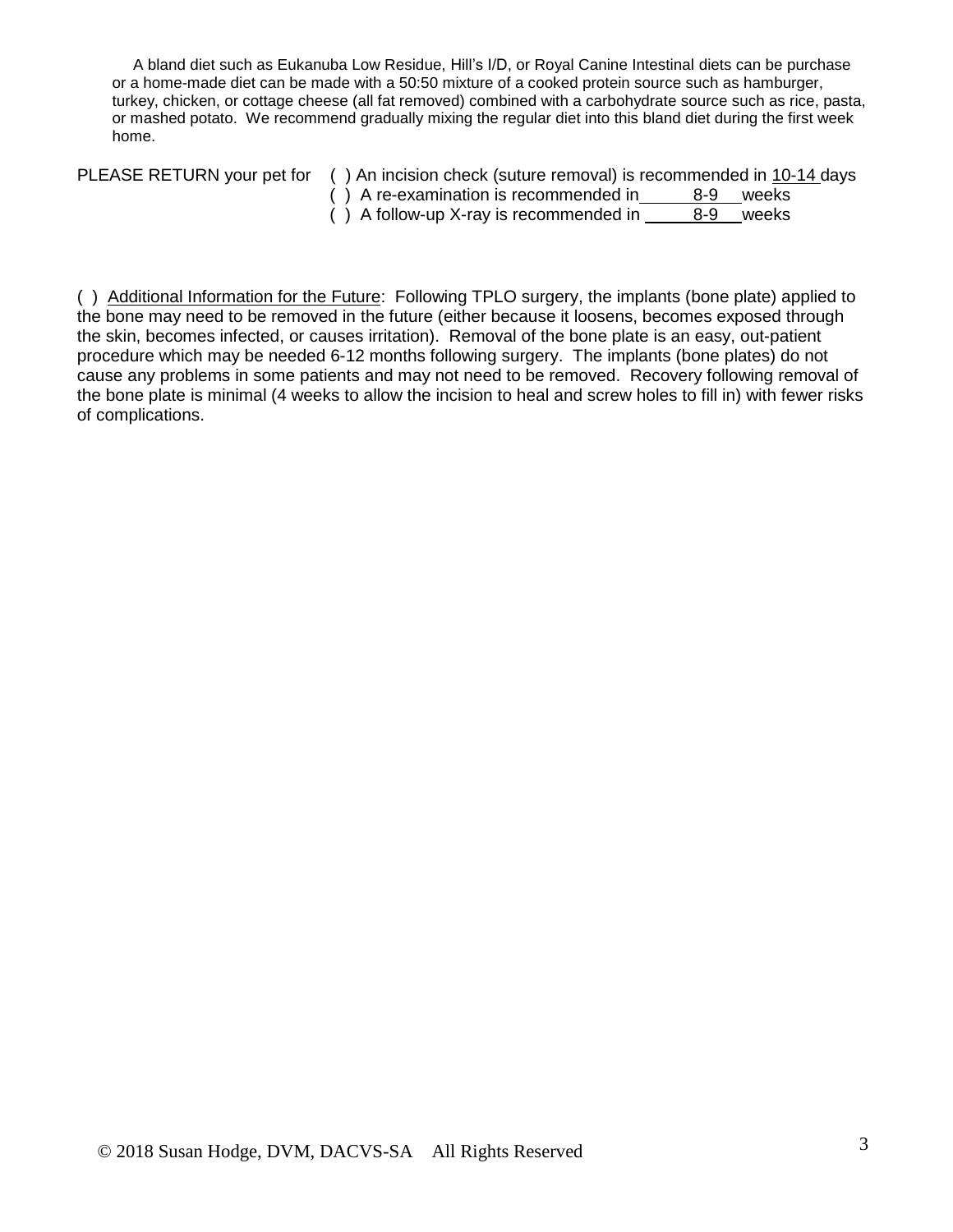A bland diet such as Eukanuba Low Residue, Hill's I/D, or Royal Canine Intestinal diets can be purchase or a home-made diet can be made with a 50:50 mixture of a cooked protein source such as hamburger, turkey, chicken, or cottage cheese (all fat removed) combined with a carbohydrate source such as rice, pasta, or mashed potato. We recommend gradually mixing the regular diet into this bland diet during the first week home.

PLEASE RETURN your pet for ( ) An incision check (suture removal) is recommended in 10-14 days
( ) A re-examination is recommended in 8-9 weeks
( ) A follow-up X-ray is recommended in 8-9 weeks

( ) Additional Information for the Future: Following TPLO surgery, the implants (bone plate) applied to the bone may need to be removed in the future (either because it loosens, becomes exposed through the skin, becomes infected, or causes irritation). Removal of the bone plate is an easy, out-patient procedure which may be needed 6-12 months following surgery. The implants (bone plates) do not cause any problems in some patients and may not need to be removed. Recovery following removal of the bone plate is minimal (4 weeks to allow the incision to heal and screw holes to fill in) with fewer risks of complications.

© 2018 Susan Hodge, DVM, DACVS-SA All Rights Reserved